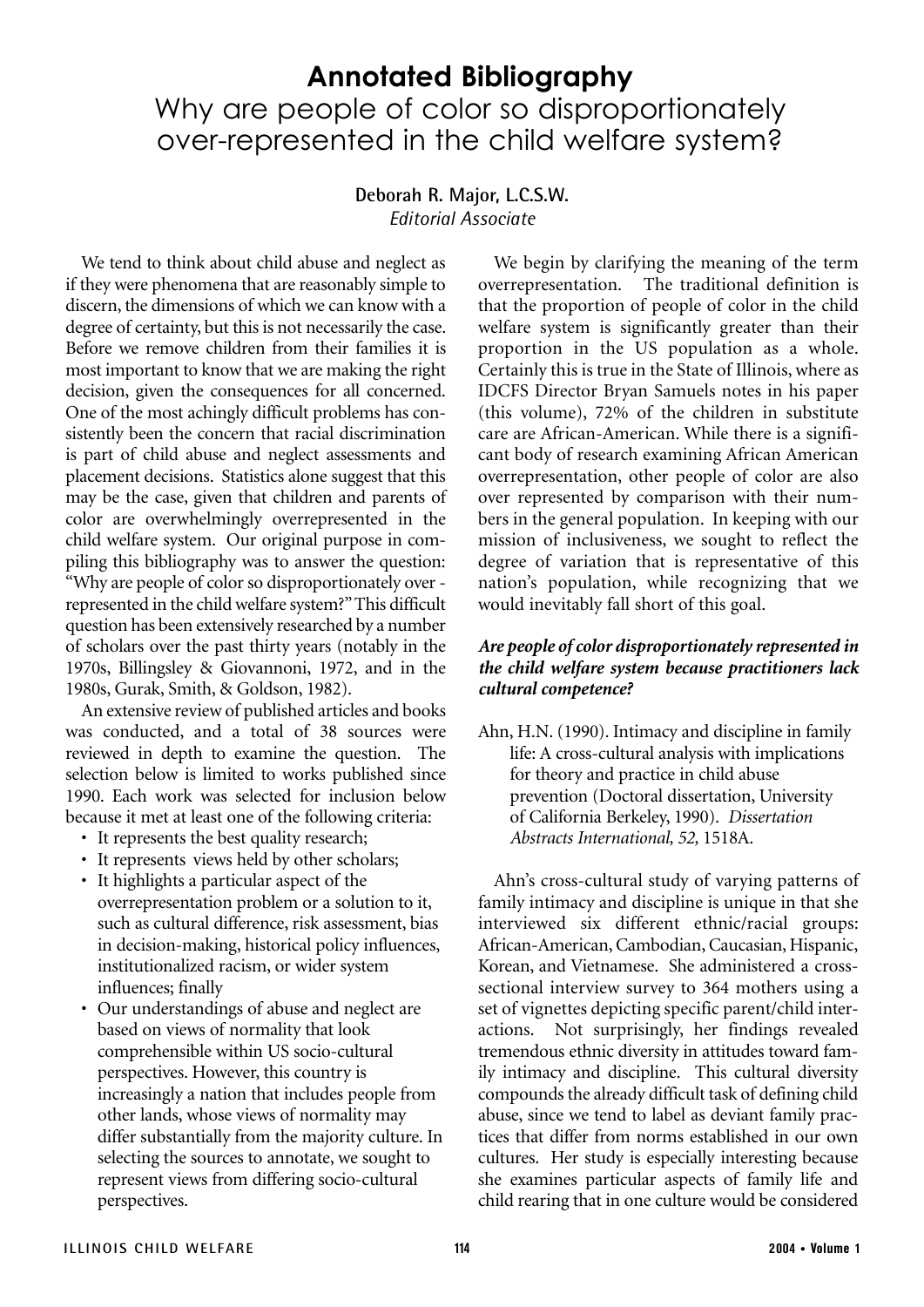# Annotated Bibliography

## Why are people of color so disproportionately over-represented in the child welfare system?

**Deborah R. Major, L.C.S.W.**
*Editorial Associate*

We tend to think about child abuse and neglect as if they were phenomena that are reasonably simple to discern, the dimensions of which we can know with a degree of certainty, but this is not necessarily the case. Before we remove children from their families it is most important to know that we are making the right decision, given the consequences for all concerned. One of the most achingly difficult problems has consistently been the concern that racial discrimination is part of child abuse and neglect assessments and placement decisions. Statistics alone suggest that this may be the case, given that children and parents of color are overwhelmingly overrepresented in the child welfare system. Our original purpose in compiling this bibliography was to answer the question: "Why are people of color so disproportionately over - represented in the child welfare system?" This difficult question has been extensively researched by a number of scholars over the past thirty years (notably in the 1970s, Billingsley & Giovannoni, 1972, and in the 1980s, Gurak, Smith, & Goldson, 1982).

An extensive review of published articles and books was conducted, and a total of 38 sources were reviewed in depth to examine the question. The selection below is limited to works published since 1990. Each work was selected for inclusion below because it met at least one of the following criteria:

- It represents the best quality research;
- It represents views held by other scholars;
- It highlights a particular aspect of the overrepresentation problem or a solution to it, such as cultural difference, risk assessment, bias in decision-making, historical policy influences, institutionalized racism, or wider system influences; finally
- Our understandings of abuse and neglect are based on views of normality that look comprehensible within US socio-cultural perspectives. However, this country is increasingly a nation that includes people from other lands, whose views of normality may differ substantially from the majority culture. In selecting the sources to annotate, we sought to represent views from differing socio-cultural perspectives.

We begin by clarifying the meaning of the term overrepresentation. The traditional definition is that the proportion of people of color in the child welfare system is significantly greater than their proportion in the US population as a whole. Certainly this is true in the State of Illinois, where as IDCFS Director Bryan Samuels notes in his paper (this volume), 72% of the children in substitute care are African-American. While there is a significant body of research examining African American overrepresentation, other people of color are also over represented by comparison with their numbers in the general population. In keeping with our mission of inclusiveness, we sought to reflect the degree of variation that is representative of this nation's population, while recognizing that we would inevitably fall short of this goal.

***Are people of color disproportionately represented in the child welfare system because practitioners lack cultural competence?***

Ahn, H.N. (1990). Intimacy and discipline in family life: A cross-cultural analysis with implications for theory and practice in child abuse prevention (Doctoral dissertation, University of California Berkeley, 1990). *Dissertation Abstracts International, 52,* 1518A.

Ahn's cross-cultural study of varying patterns of family intimacy and discipline is unique in that she interviewed six different ethnic/racial groups: African-American, Cambodian, Caucasian, Hispanic, Korean, and Vietnamese. She administered a cross-sectional interview survey to 364 mothers using a set of vignettes depicting specific parent/child interactions. Not surprisingly, her findings revealed tremendous ethnic diversity in attitudes toward family intimacy and discipline. This cultural diversity compounds the already difficult task of defining child abuse, since we tend to label as deviant family practices that differ from norms established in our own cultures. Her study is especially interesting because she examines particular aspects of family life and child rearing that in one culture would be considered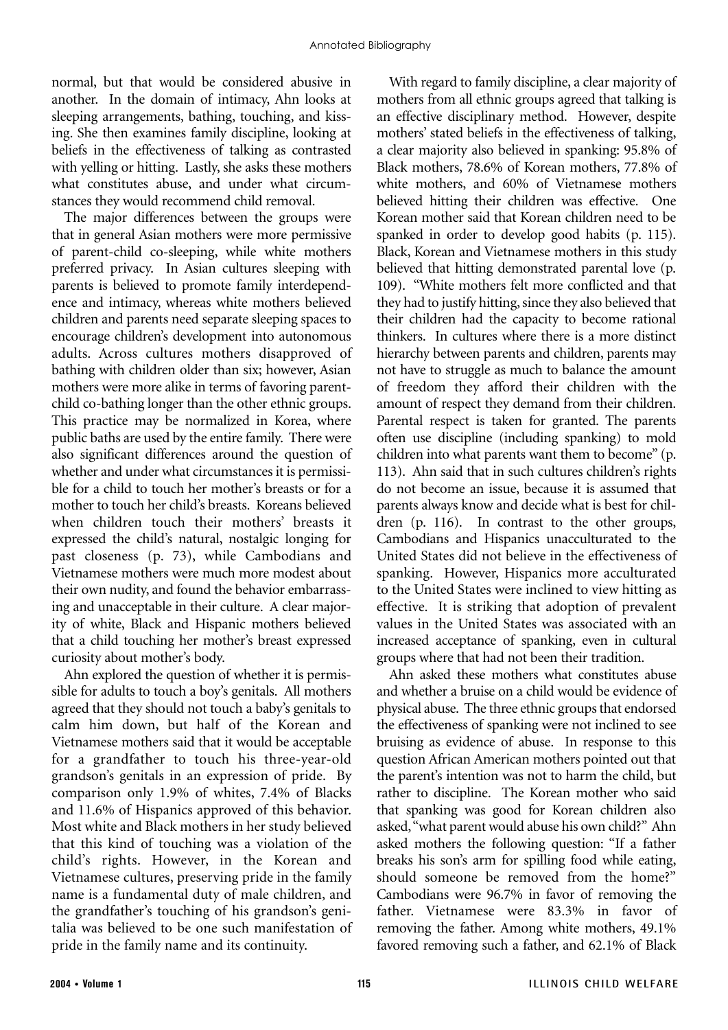normal, but that would be considered abusive in another. In the domain of intimacy, Ahn looks at sleeping arrangements, bathing, touching, and kissing. She then examines family discipline, looking at beliefs in the effectiveness of talking as contrasted with yelling or hitting. Lastly, she asks these mothers what constitutes abuse, and under what circumstances they would recommend child removal.

The major differences between the groups were that in general Asian mothers were more permissive of parent-child co-sleeping, while white mothers preferred privacy. In Asian cultures sleeping with parents is believed to promote family interdependence and intimacy, whereas white mothers believed children and parents need separate sleeping spaces to encourage children's development into autonomous adults. Across cultures mothers disapproved of bathing with children older than six; however, Asian mothers were more alike in terms of favoring parent-child co-bathing longer than the other ethnic groups. This practice may be normalized in Korea, where public baths are used by the entire family. There were also significant differences around the question of whether and under what circumstances it is permissible for a child to touch her mother's breasts or for a mother to touch her child's breasts. Koreans believed when children touch their mothers' breasts it expressed the child's natural, nostalgic longing for past closeness (p. 73), while Cambodians and Vietnamese mothers were much more modest about their own nudity, and found the behavior embarrassing and unacceptable in their culture. A clear majority of white, Black and Hispanic mothers believed that a child touching her mother's breast expressed curiosity about mother's body.

Ahn explored the question of whether it is permissible for adults to touch a boy's genitals. All mothers agreed that they should not touch a baby's genitals to calm him down, but half of the Korean and Vietnamese mothers said that it would be acceptable for a grandfather to touch his three-year-old grandson's genitals in an expression of pride. By comparison only 1.9% of whites, 7.4% of Blacks and 11.6% of Hispanics approved of this behavior. Most white and Black mothers in her study believed that this kind of touching was a violation of the child's rights. However, in the Korean and Vietnamese cultures, preserving pride in the family name is a fundamental duty of male children, and the grandfather's touching of his grandson's genitalia was believed to be one such manifestation of pride in the family name and its continuity.

With regard to family discipline, a clear majority of mothers from all ethnic groups agreed that talking is an effective disciplinary method. However, despite mothers' stated beliefs in the effectiveness of talking, a clear majority also believed in spanking: 95.8% of Black mothers, 78.6% of Korean mothers, 77.8% of white mothers, and 60% of Vietnamese mothers believed hitting their children was effective. One Korean mother said that Korean children need to be spanked in order to develop good habits (p. 115). Black, Korean and Vietnamese mothers in this study believed that hitting demonstrated parental love (p. 109). "White mothers felt more conflicted and that they had to justify hitting, since they also believed that their children had the capacity to become rational thinkers. In cultures where there is a more distinct hierarchy between parents and children, parents may not have to struggle as much to balance the amount of freedom they afford their children with the amount of respect they demand from their children. Parental respect is taken for granted. The parents often use discipline (including spanking) to mold children into what parents want them to become" (p. 113). Ahn said that in such cultures children's rights do not become an issue, because it is assumed that parents always know and decide what is best for children (p. 116). In contrast to the other groups, Cambodians and Hispanics unacculturated to the United States did not believe in the effectiveness of spanking. However, Hispanics more acculturated to the United States were inclined to view hitting as effective. It is striking that adoption of prevalent values in the United States was associated with an increased acceptance of spanking, even in cultural groups where that had not been their tradition.

Ahn asked these mothers what constitutes abuse and whether a bruise on a child would be evidence of physical abuse. The three ethnic groups that endorsed the effectiveness of spanking were not inclined to see bruising as evidence of abuse. In response to this question African American mothers pointed out that the parent's intention was not to harm the child, but rather to discipline. The Korean mother who said that spanking was good for Korean children also asked, "what parent would abuse his own child?" Ahn asked mothers the following question: "If a father breaks his son's arm for spilling food while eating, should someone be removed from the home?" Cambodians were 96.7% in favor of removing the father. Vietnamese were 83.3% in favor of removing the father. Among white mothers, 49.1% favored removing such a father, and 62.1% of Black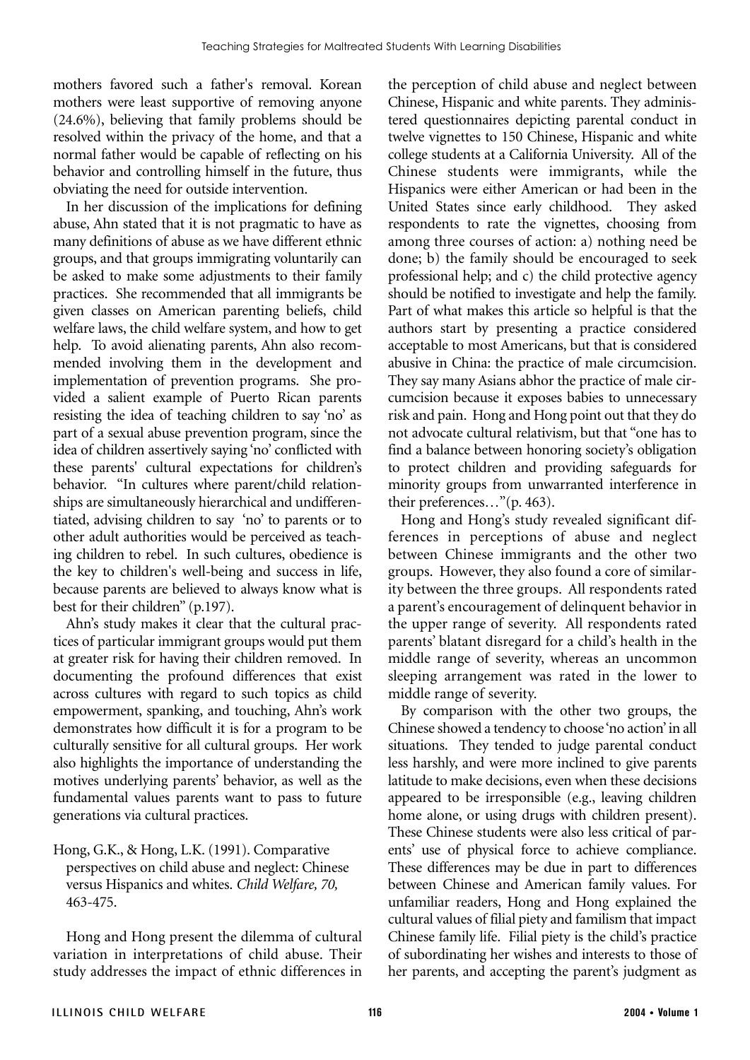mothers favored such a father's removal. Korean mothers were least supportive of removing anyone (24.6%), believing that family problems should be resolved within the privacy of the home, and that a normal father would be capable of reflecting on his behavior and controlling himself in the future, thus obviating the need for outside intervention.

In her discussion of the implications for defining abuse, Ahn stated that it is not pragmatic to have as many definitions of abuse as we have different ethnic groups, and that groups immigrating voluntarily can be asked to make some adjustments to their family practices. She recommended that all immigrants be given classes on American parenting beliefs, child welfare laws, the child welfare system, and how to get help. To avoid alienating parents, Ahn also recommended involving them in the development and implementation of prevention programs. She provided a salient example of Puerto Rican parents resisting the idea of teaching children to say 'no' as part of a sexual abuse prevention program, since the idea of children assertively saying 'no' conflicted with these parents' cultural expectations for children's behavior. "In cultures where parent/child relationships are simultaneously hierarchical and undifferentiated, advising children to say 'no' to parents or to other adult authorities would be perceived as teaching children to rebel. In such cultures, obedience is the key to children's well-being and success in life, because parents are believed to always know what is best for their children" (p.197).

Ahn's study makes it clear that the cultural practices of particular immigrant groups would put them at greater risk for having their children removed. In documenting the profound differences that exist across cultures with regard to such topics as child empowerment, spanking, and touching, Ahn's work demonstrates how difficult it is for a program to be culturally sensitive for all cultural groups. Her work also highlights the importance of understanding the motives underlying parents' behavior, as well as the fundamental values parents want to pass to future generations via cultural practices.

Hong, G.K., & Hong, L.K. (1991). Comparative perspectives on child abuse and neglect: Chinese versus Hispanics and whites. *Child Welfare, 70,* 463-475.

Hong and Hong present the dilemma of cultural variation in interpretations of child abuse. Their study addresses the impact of ethnic differences in the perception of child abuse and neglect between Chinese, Hispanic and white parents. They administered questionnaires depicting parental conduct in twelve vignettes to 150 Chinese, Hispanic and white college students at a California University. All of the Chinese students were immigrants, while the Hispanics were either American or had been in the United States since early childhood. They asked respondents to rate the vignettes, choosing from among three courses of action: a) nothing need be done; b) the family should be encouraged to seek professional help; and c) the child protective agency should be notified to investigate and help the family. Part of what makes this article so helpful is that the authors start by presenting a practice considered acceptable to most Americans, but that is considered abusive in China: the practice of male circumcision. They say many Asians abhor the practice of male circumcision because it exposes babies to unnecessary risk and pain. Hong and Hong point out that they do not advocate cultural relativism, but that "one has to find a balance between honoring society's obligation to protect children and providing safeguards for minority groups from unwarranted interference in their preferences…"(p. 463).

Hong and Hong's study revealed significant differences in perceptions of abuse and neglect between Chinese immigrants and the other two groups. However, they also found a core of similarity between the three groups. All respondents rated a parent's encouragement of delinquent behavior in the upper range of severity. All respondents rated parents' blatant disregard for a child's health in the middle range of severity, whereas an uncommon sleeping arrangement was rated in the lower to middle range of severity.

By comparison with the other two groups, the Chinese showed a tendency to choose 'no action' in all situations. They tended to judge parental conduct less harshly, and were more inclined to give parents latitude to make decisions, even when these decisions appeared to be irresponsible (e.g., leaving children home alone, or using drugs with children present). These Chinese students were also less critical of parents' use of physical force to achieve compliance. These differences may be due in part to differences between Chinese and American family values. For unfamiliar readers, Hong and Hong explained the cultural values of filial piety and familism that impact Chinese family life. Filial piety is the child's practice of subordinating her wishes and interests to those of her parents, and accepting the parent's judgment as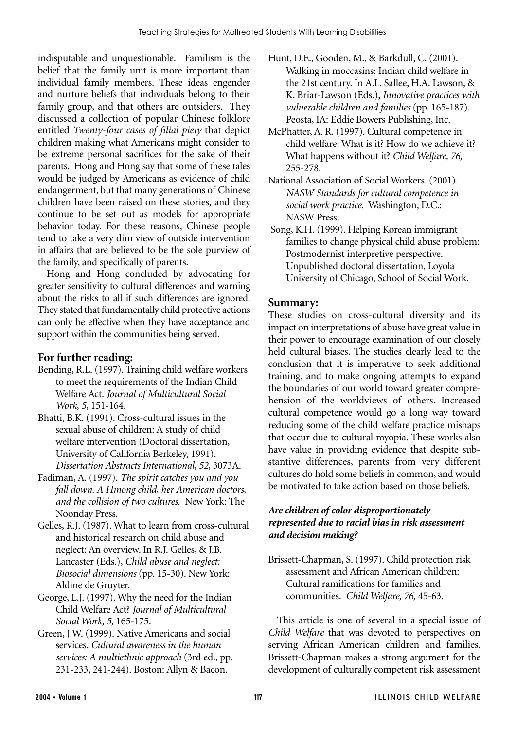indisputable and unquestionable. Familism is the belief that the family unit is more important than individual family members. These ideas engender and nurture beliefs that individuals belong to their family group, and that others are outsiders. They discussed a collection of popular Chinese folklore entitled *Twenty-four cases of filial piety* that depict children making what Americans might consider to be extreme personal sacrifices for the sake of their parents. Hong and Hong say that some of these tales would be judged by Americans as evidence of child endangerment, but that many generations of Chinese children have been raised on these stories, and they continue to be set out as models for appropriate behavior today. For these reasons, Chinese people tend to take a very dim view of outside intervention in affairs that are believed to be the sole purview of the family, and specifically of parents.

Hong and Hong concluded by advocating for greater sensitivity to cultural differences and warning about the risks to all if such differences are ignored. They stated that fundamentally child protective actions can only be effective when they have acceptance and support within the communities being served.

## For further reading:

Bending, R.L. (1997). Training child welfare workers to meet the requirements of the Indian Child Welfare Act. *Journal of Multicultural Social Work, 5,* 151-164.

Bhatti, B.K. (1991). Cross-cultural issues in the sexual abuse of children: A study of child welfare intervention (Doctoral dissertation, University of California Berkeley, 1991). *Dissertation Abstracts International, 52,* 3073A.

Fadiman, A. (1997). *The spirit catches you and you fall down. A Hmong child, her American doctors, and the collision of two cultures.* New York: The Noonday Press.

Gelles, R.J. (1987). What to learn from cross-cultural and historical research on child abuse and neglect: An overview. In R.J. Gelles, & J.B. Lancaster (Eds.), *Child abuse and neglect: Biosocial dimensions* (pp. 15-30). New York: Aldine de Gruyter.

George, L.J. (1997). Why the need for the Indian Child Welfare Act? *Journal of Multicultural Social Work, 5,* 165-175.

Green, J.W. (1999). Native Americans and social services. *Cultural awareness in the human services: A multiethnic approach* (3rd ed., pp. 231-233, 241-244). Boston: Allyn & Bacon.

Hunt, D.E., Gooden, M., & Barkdull, C. (2001). Walking in moccasins: Indian child welfare in the 21st century. In A.L. Sallee, H.A. Lawson, & K. Briar-Lawson (Eds.), *Innovative practices with vulnerable children and families* (pp. 165-187). Peosta, IA: Eddie Bowers Publishing, Inc.

McPhatter, A. R. (1997). Cultural competence in child welfare: What is it? How do we achieve it? What happens without it? *Child Welfare, 76,* 255-278.

National Association of Social Workers. (2001). *NASW Standards for cultural competence in social work practice.* Washington, D.C.: NASW Press.

Song, K.H. (1999). Helping Korean immigrant families to change physical child abuse problem: Postmodernist interpretive perspective. Unpublished doctoral dissertation, Loyola University of Chicago, School of Social Work.

## Summary:

These studies on cross-cultural diversity and its impact on interpretations of abuse have great value in their power to encourage examination of our closely held cultural biases. The studies clearly lead to the conclusion that it is imperative to seek additional training, and to make ongoing attempts to expand the boundaries of our world toward greater comprehension of the worldviews of others. Increased cultural competence would go a long way toward reducing some of the child welfare practice mishaps that occur due to cultural myopia. These works also have value in providing evidence that despite substantive differences, parents from very different cultures do hold some beliefs in common, and would be motivated to take action based on those beliefs.

### *Are children of color disproportionately represented due to racial bias in risk assessment and decision making?*

Brissett-Chapman, S. (1997). Child protection risk assessment and African American children: Cultural ramifications for families and communities. *Child Welfare, 76,* 45-63.

This article is one of several in a special issue of *Child Welfare* that was devoted to perspectives on serving African American children and families. Brissett-Chapman makes a strong argument for the development of culturally competent risk assessment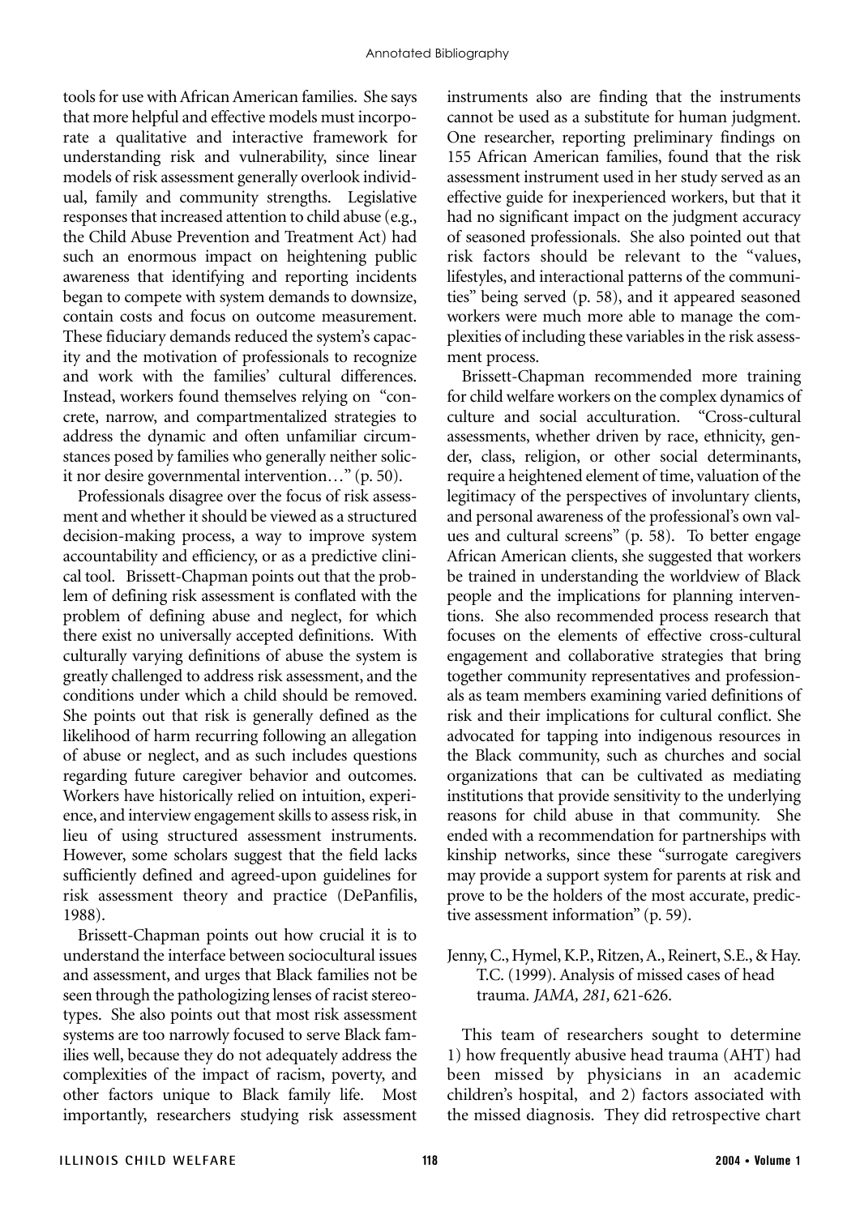tools for use with African American families. She says that more helpful and effective models must incorporate a qualitative and interactive framework for understanding risk and vulnerability, since linear models of risk assessment generally overlook individual, family and community strengths. Legislative responses that increased attention to child abuse (e.g., the Child Abuse Prevention and Treatment Act) had such an enormous impact on heightening public awareness that identifying and reporting incidents began to compete with system demands to downsize, contain costs and focus on outcome measurement. These fiduciary demands reduced the system's capacity and the motivation of professionals to recognize and work with the families' cultural differences. Instead, workers found themselves relying on "concrete, narrow, and compartmentalized strategies to address the dynamic and often unfamiliar circumstances posed by families who generally neither solicit nor desire governmental intervention…" (p. 50).

Professionals disagree over the focus of risk assessment and whether it should be viewed as a structured decision-making process, a way to improve system accountability and efficiency, or as a predictive clinical tool. Brissett-Chapman points out that the problem of defining risk assessment is conflated with the problem of defining abuse and neglect, for which there exist no universally accepted definitions. With culturally varying definitions of abuse the system is greatly challenged to address risk assessment, and the conditions under which a child should be removed. She points out that risk is generally defined as the likelihood of harm recurring following an allegation of abuse or neglect, and as such includes questions regarding future caregiver behavior and outcomes. Workers have historically relied on intuition, experience, and interview engagement skills to assess risk, in lieu of using structured assessment instruments. However, some scholars suggest that the field lacks sufficiently defined and agreed-upon guidelines for risk assessment theory and practice (DePanfilis, 1988).

Brissett-Chapman points out how crucial it is to understand the interface between sociocultural issues and assessment, and urges that Black families not be seen through the pathologizing lenses of racist stereotypes. She also points out that most risk assessment systems are too narrowly focused to serve Black families well, because they do not adequately address the complexities of the impact of racism, poverty, and other factors unique to Black family life. Most importantly, researchers studying risk assessment instruments also are finding that the instruments cannot be used as a substitute for human judgment. One researcher, reporting preliminary findings on 155 African American families, found that the risk assessment instrument used in her study served as an effective guide for inexperienced workers, but that it had no significant impact on the judgment accuracy of seasoned professionals. She also pointed out that risk factors should be relevant to the "values, lifestyles, and interactional patterns of the communities" being served (p. 58), and it appeared seasoned workers were much more able to manage the complexities of including these variables in the risk assessment process.

Brissett-Chapman recommended more training for child welfare workers on the complex dynamics of culture and social acculturation. "Cross-cultural assessments, whether driven by race, ethnicity, gender, class, religion, or other social determinants, require a heightened element of time, valuation of the legitimacy of the perspectives of involuntary clients, and personal awareness of the professional's own values and cultural screens" (p. 58). To better engage African American clients, she suggested that workers be trained in understanding the worldview of Black people and the implications for planning interventions. She also recommended process research that focuses on the elements of effective cross-cultural engagement and collaborative strategies that bring together community representatives and professionals as team members examining varied definitions of risk and their implications for cultural conflict. She advocated for tapping into indigenous resources in the Black community, such as churches and social organizations that can be cultivated as mediating institutions that provide sensitivity to the underlying reasons for child abuse in that community. She ended with a recommendation for partnerships with kinship networks, since these "surrogate caregivers may provide a support system for parents at risk and prove to be the holders of the most accurate, predictive assessment information" (p. 59).

Jenny, C., Hymel, K.P., Ritzen, A., Reinert, S.E., & Hay. T.C. (1999). Analysis of missed cases of head trauma. *JAMA, 281,* 621-626.

This team of researchers sought to determine 1) how frequently abusive head trauma (AHT) had been missed by physicians in an academic children's hospital, and 2) factors associated with the missed diagnosis. They did retrospective chart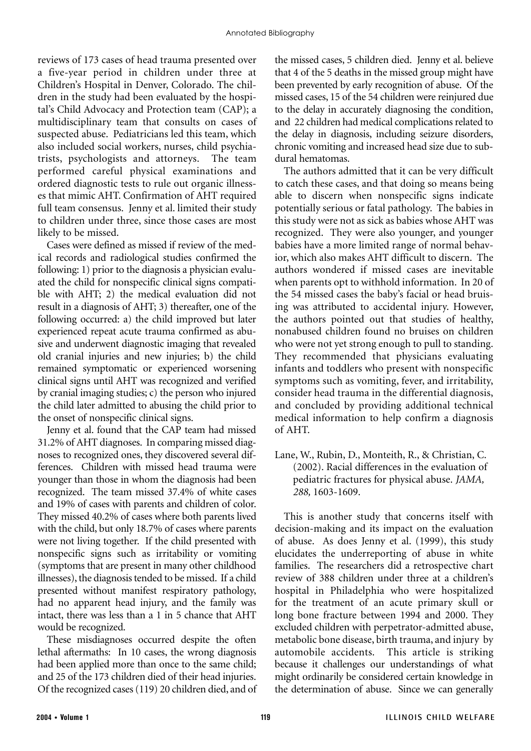reviews of 173 cases of head trauma presented over a five-year period in children under three at Children's Hospital in Denver, Colorado. The children in the study had been evaluated by the hospital's Child Advocacy and Protection team (CAP); a multidisciplinary team that consults on cases of suspected abuse. Pediatricians led this team, which also included social workers, nurses, child psychiatrists, psychologists and attorneys. The team performed careful physical examinations and ordered diagnostic tests to rule out organic illnesses that mimic AHT. Confirmation of AHT required full team consensus. Jenny et al. limited their study to children under three, since those cases are most likely to be missed.

Cases were defined as missed if review of the medical records and radiological studies confirmed the following: 1) prior to the diagnosis a physician evaluated the child for nonspecific clinical signs compatible with AHT; 2) the medical evaluation did not result in a diagnosis of AHT; 3) thereafter, one of the following occurred: a) the child improved but later experienced repeat acute trauma confirmed as abusive and underwent diagnostic imaging that revealed old cranial injuries and new injuries; b) the child remained symptomatic or experienced worsening clinical signs until AHT was recognized and verified by cranial imaging studies; c) the person who injured the child later admitted to abusing the child prior to the onset of nonspecific clinical signs.

Jenny et al. found that the CAP team had missed 31.2% of AHT diagnoses. In comparing missed diagnoses to recognized ones, they discovered several differences. Children with missed head trauma were younger than those in whom the diagnosis had been recognized. The team missed 37.4% of white cases and 19% of cases with parents and children of color. They missed 40.2% of cases where both parents lived with the child, but only 18.7% of cases where parents were not living together. If the child presented with nonspecific signs such as irritability or vomiting (symptoms that are present in many other childhood illnesses), the diagnosis tended to be missed. If a child presented without manifest respiratory pathology, had no apparent head injury, and the family was intact, there was less than a 1 in 5 chance that AHT would be recognized.

These misdiagnoses occurred despite the often lethal aftermaths: In 10 cases, the wrong diagnosis had been applied more than once to the same child; and 25 of the 173 children died of their head injuries. Of the recognized cases (119) 20 children died, and of the missed cases, 5 children died. Jenny et al. believe that 4 of the 5 deaths in the missed group might have been prevented by early recognition of abuse. Of the missed cases, 15 of the 54 children were reinjured due to the delay in accurately diagnosing the condition, and 22 children had medical complications related to the delay in diagnosis, including seizure disorders, chronic vomiting and increased head size due to subdural hematomas.

The authors admitted that it can be very difficult to catch these cases, and that doing so means being able to discern when nonspecific signs indicate potentially serious or fatal pathology. The babies in this study were not as sick as babies whose AHT was recognized. They were also younger, and younger babies have a more limited range of normal behavior, which also makes AHT difficult to discern. The authors wondered if missed cases are inevitable when parents opt to withhold information. In 20 of the 54 missed cases the baby's facial or head bruising was attributed to accidental injury. However, the authors pointed out that studies of healthy, nonabused children found no bruises on children who were not yet strong enough to pull to standing. They recommended that physicians evaluating infants and toddlers who present with nonspecific symptoms such as vomiting, fever, and irritability, consider head trauma in the differential diagnosis, and concluded by providing additional technical medical information to help confirm a diagnosis of AHT.

Lane, W., Rubin, D., Monteith, R., & Christian, C. (2002). Racial differences in the evaluation of pediatric fractures for physical abuse. *JAMA, 288,* 1603-1609.

This is another study that concerns itself with decision-making and its impact on the evaluation of abuse. As does Jenny et al. (1999), this study elucidates the underreporting of abuse in white families. The researchers did a retrospective chart review of 388 children under three at a children's hospital in Philadelphia who were hospitalized for the treatment of an acute primary skull or long bone fracture between 1994 and 2000. They excluded children with perpetrator-admitted abuse, metabolic bone disease, birth trauma, and injury by automobile accidents. This article is striking because it challenges our understandings of what might ordinarily be considered certain knowledge in the determination of abuse. Since we can generally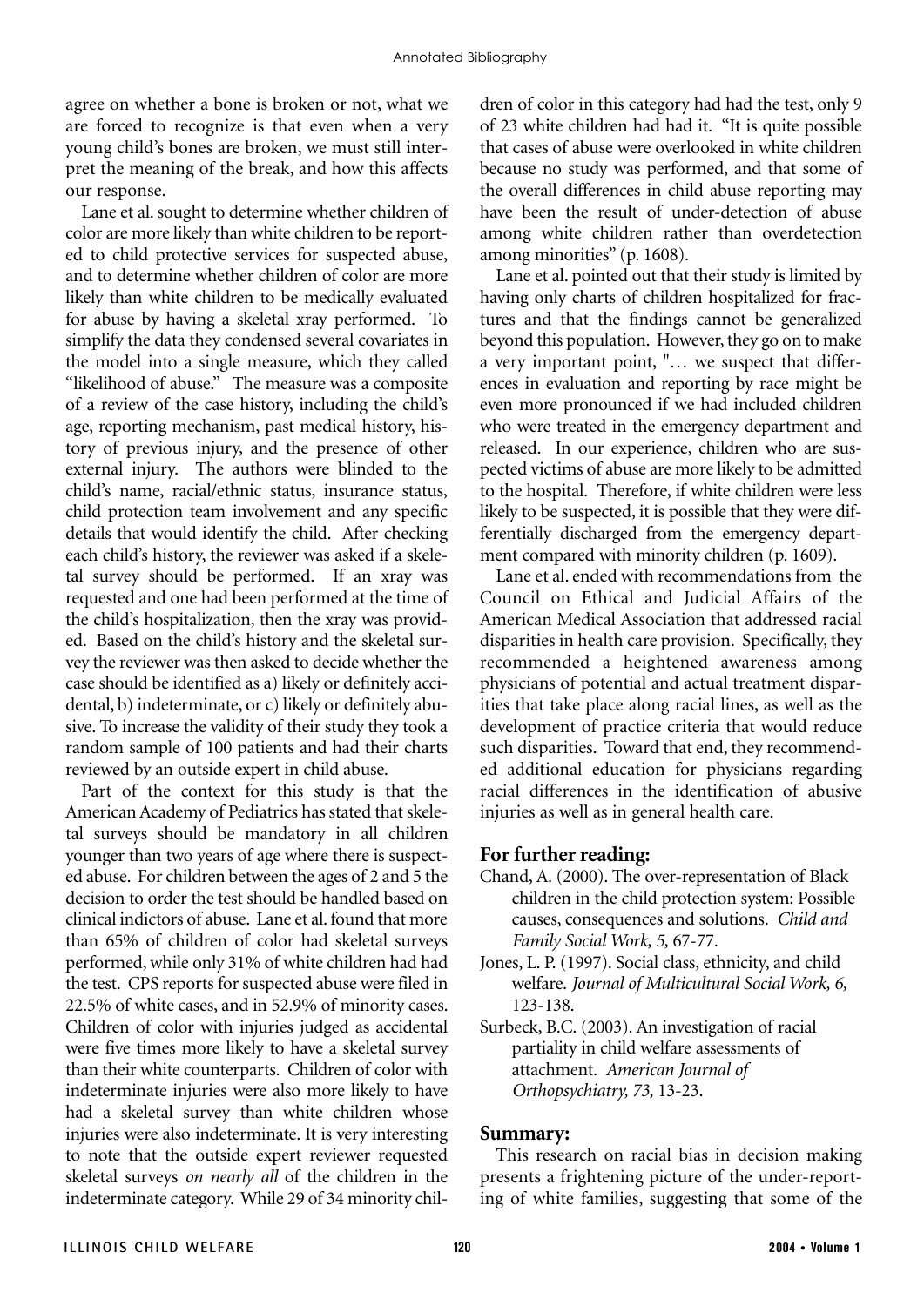agree on whether a bone is broken or not, what we are forced to recognize is that even when a very young child's bones are broken, we must still interpret the meaning of the break, and how this affects our response.

Lane et al. sought to determine whether children of color are more likely than white children to be reported to child protective services for suspected abuse, and to determine whether children of color are more likely than white children to be medically evaluated for abuse by having a skeletal xray performed. To simplify the data they condensed several covariates in the model into a single measure, which they called "likelihood of abuse." The measure was a composite of a review of the case history, including the child's age, reporting mechanism, past medical history, history of previous injury, and the presence of other external injury. The authors were blinded to the child's name, racial/ethnic status, insurance status, child protection team involvement and any specific details that would identify the child. After checking each child's history, the reviewer was asked if a skeletal survey should be performed. If an xray was requested and one had been performed at the time of the child's hospitalization, then the xray was provided. Based on the child's history and the skeletal survey the reviewer was then asked to decide whether the case should be identified as a) likely or definitely accidental, b) indeterminate, or c) likely or definitely abusive. To increase the validity of their study they took a random sample of 100 patients and had their charts reviewed by an outside expert in child abuse.

Part of the context for this study is that the American Academy of Pediatrics has stated that skeletal surveys should be mandatory in all children younger than two years of age where there is suspected abuse. For children between the ages of 2 and 5 the decision to order the test should be handled based on clinical indictors of abuse. Lane et al. found that more than 65% of children of color had skeletal surveys performed, while only 31% of white children had had the test. CPS reports for suspected abuse were filed in 22.5% of white cases, and in 52.9% of minority cases. Children of color with injuries judged as accidental were five times more likely to have a skeletal survey than their white counterparts. Children of color with indeterminate injuries were also more likely to have had a skeletal survey than white children whose injuries were also indeterminate. It is very interesting to note that the outside expert reviewer requested skeletal surveys *on nearly all* of the children in the indeterminate category. While 29 of 34 minority children of color in this category had had the test, only 9 of 23 white children had had it. "It is quite possible that cases of abuse were overlooked in white children because no study was performed, and that some of the overall differences in child abuse reporting may have been the result of under-detection of abuse among white children rather than overdetection among minorities" (p. 1608).

Lane et al. pointed out that their study is limited by having only charts of children hospitalized for fractures and that the findings cannot be generalized beyond this population. However, they go on to make a very important point, "… we suspect that differences in evaluation and reporting by race might be even more pronounced if we had included children who were treated in the emergency department and released. In our experience, children who are suspected victims of abuse are more likely to be admitted to the hospital. Therefore, if white children were less likely to be suspected, it is possible that they were differentially discharged from the emergency department compared with minority children (p. 1609).

Lane et al. ended with recommendations from the Council on Ethical and Judicial Affairs of the American Medical Association that addressed racial disparities in health care provision. Specifically, they recommended a heightened awareness among physicians of potential and actual treatment disparities that take place along racial lines, as well as the development of practice criteria that would reduce such disparities. Toward that end, they recommended additional education for physicians regarding racial differences in the identification of abusive injuries as well as in general health care.

## For further reading:

Chand, A. (2000). The over-representation of Black children in the child protection system: Possible causes, consequences and solutions. *Child and Family Social Work, 5,* 67-77.

Jones, L. P. (1997). Social class, ethnicity, and child welfare. *Journal of Multicultural Social Work, 6,* 123-138.

Surbeck, B.C. (2003). An investigation of racial partiality in child welfare assessments of attachment. *American Journal of Orthopsychiatry, 73,* 13-23.

## Summary:

This research on racial bias in decision making presents a frightening picture of the under-reporting of white families, suggesting that some of the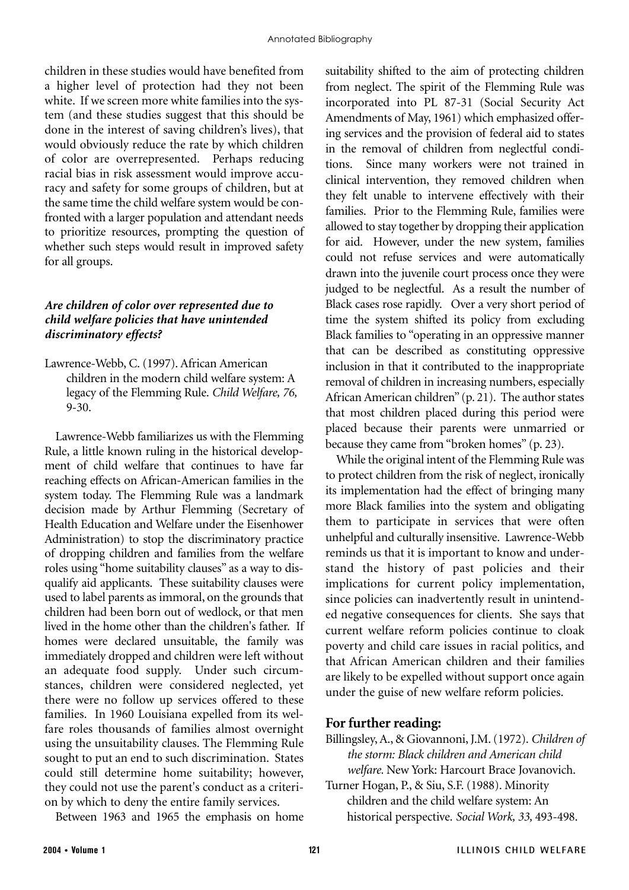children in these studies would have benefited from a higher level of protection had they not been white. If we screen more white families into the system (and these studies suggest that this should be done in the interest of saving children's lives), that would obviously reduce the rate by which children of color are overrepresented. Perhaps reducing racial bias in risk assessment would improve accuracy and safety for some groups of children, but at the same time the child welfare system would be confronted with a larger population and attendant needs to prioritize resources, prompting the question of whether such steps would result in improved safety for all groups.

### *Are children of color over represented due to child welfare policies that have unintended discriminatory effects?*

Lawrence-Webb, C. (1997). African American children in the modern child welfare system: A legacy of the Flemming Rule. *Child Welfare, 76,* 9-30.

Lawrence-Webb familiarizes us with the Flemming Rule, a little known ruling in the historical development of child welfare that continues to have far reaching effects on African-American families in the system today. The Flemming Rule was a landmark decision made by Arthur Flemming (Secretary of Health Education and Welfare under the Eisenhower Administration) to stop the discriminatory practice of dropping children and families from the welfare roles using "home suitability clauses" as a way to disqualify aid applicants. These suitability clauses were used to label parents as immoral, on the grounds that children had been born out of wedlock, or that men lived in the home other than the children's father. If homes were declared unsuitable, the family was immediately dropped and children were left without an adequate food supply. Under such circumstances, children were considered neglected, yet there were no follow up services offered to these families. In 1960 Louisiana expelled from its welfare roles thousands of families almost overnight using the unsuitability clauses. The Flemming Rule sought to put an end to such discrimination. States could still determine home suitability; however, they could not use the parent's conduct as a criterion by which to deny the entire family services.

Between 1963 and 1965 the emphasis on home suitability shifted to the aim of protecting children from neglect. The spirit of the Flemming Rule was incorporated into PL 87-31 (Social Security Act Amendments of May, 1961) which emphasized offering services and the provision of federal aid to states in the removal of children from neglectful conditions. Since many workers were not trained in clinical intervention, they removed children when they felt unable to intervene effectively with their families. Prior to the Flemming Rule, families were allowed to stay together by dropping their application for aid. However, under the new system, families could not refuse services and were automatically drawn into the juvenile court process once they were judged to be neglectful. As a result the number of Black cases rose rapidly. Over a very short period of time the system shifted its policy from excluding Black families to "operating in an oppressive manner that can be described as constituting oppressive inclusion in that it contributed to the inappropriate removal of children in increasing numbers, especially African American children" (p. 21). The author states that most children placed during this period were placed because their parents were unmarried or because they came from "broken homes" (p. 23).

While the original intent of the Flemming Rule was to protect children from the risk of neglect, ironically its implementation had the effect of bringing many more Black families into the system and obligating them to participate in services that were often unhelpful and culturally insensitive. Lawrence-Webb reminds us that it is important to know and understand the history of past policies and their implications for current policy implementation, since policies can inadvertently result in unintended negative consequences for clients. She says that current welfare reform policies continue to cloak poverty and child care issues in racial politics, and that African American children and their families are likely to be expelled without support once again under the guise of new welfare reform policies.

## For further reading:

Billingsley, A., & Giovannoni, J.M. (1972). *Children of the storm: Black children and American child welfare.* New York: Harcourt Brace Jovanovich.

Turner Hogan, P., & Siu, S.F. (1988). Minority children and the child welfare system: An historical perspective. *Social Work, 33,* 493-498.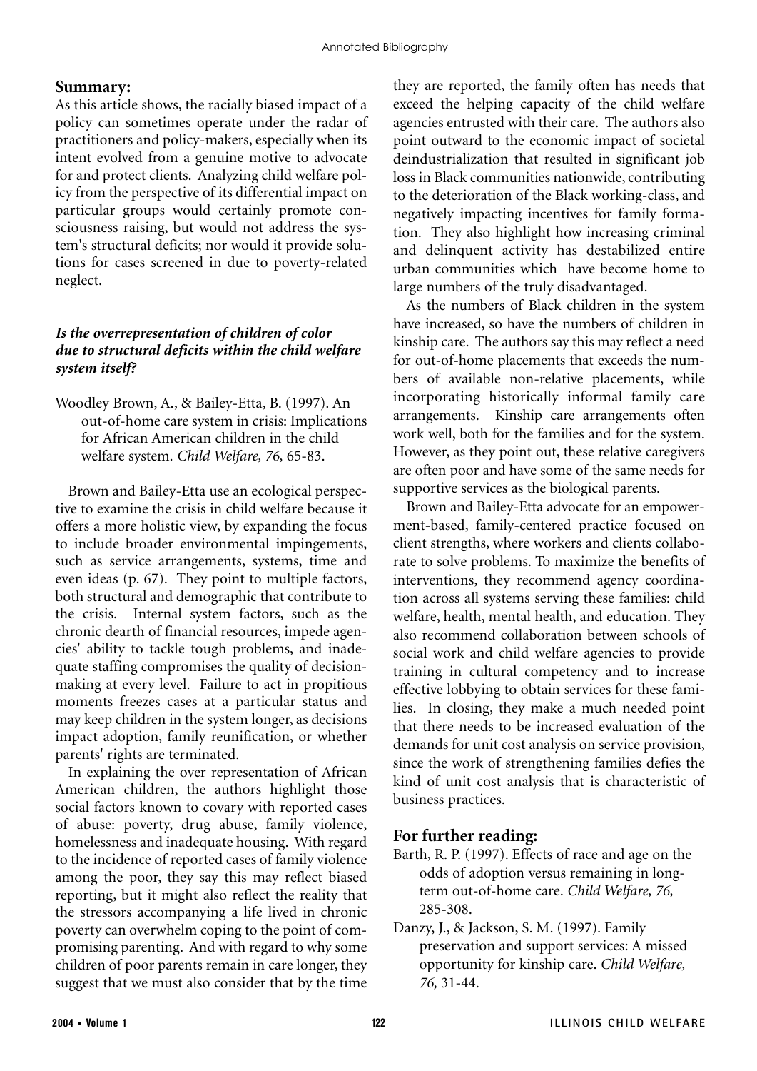## Summary:

As this article shows, the racially biased impact of a policy can sometimes operate under the radar of practitioners and policy-makers, especially when its intent evolved from a genuine motive to advocate for and protect clients. Analyzing child welfare policy from the perspective of its differential impact on particular groups would certainly promote consciousness raising, but would not address the system's structural deficits; nor would it provide solutions for cases screened in due to poverty-related neglect.

### *Is the overrepresentation of children of color due to structural deficits within the child welfare system itself?*

Woodley Brown, A., & Bailey-Etta, B. (1997). An out-of-home care system in crisis: Implications for African American children in the child welfare system. *Child Welfare, 76,* 65-83.

Brown and Bailey-Etta use an ecological perspective to examine the crisis in child welfare because it offers a more holistic view, by expanding the focus to include broader environmental impingements, such as service arrangements, systems, time and even ideas (p. 67). They point to multiple factors, both structural and demographic that contribute to the crisis. Internal system factors, such as the chronic dearth of financial resources, impede agencies' ability to tackle tough problems, and inadequate staffing compromises the quality of decision-making at every level. Failure to act in propitious moments freezes cases at a particular status and may keep children in the system longer, as decisions impact adoption, family reunification, or whether parents' rights are terminated.

In explaining the over representation of African American children, the authors highlight those social factors known to covary with reported cases of abuse: poverty, drug abuse, family violence, homelessness and inadequate housing. With regard to the incidence of reported cases of family violence among the poor, they say this may reflect biased reporting, but it might also reflect the reality that the stressors accompanying a life lived in chronic poverty can overwhelm coping to the point of compromising parenting. And with regard to why some children of poor parents remain in care longer, they suggest that we must also consider that by the time they are reported, the family often has needs that exceed the helping capacity of the child welfare agencies entrusted with their care. The authors also point outward to the economic impact of societal deindustrialization that resulted in significant job loss in Black communities nationwide, contributing to the deterioration of the Black working-class, and negatively impacting incentives for family formation. They also highlight how increasing criminal and delinquent activity has destabilized entire urban communities which have become home to large numbers of the truly disadvantaged.

As the numbers of Black children in the system have increased, so have the numbers of children in kinship care. The authors say this may reflect a need for out-of-home placements that exceeds the numbers of available non-relative placements, while incorporating historically informal family care arrangements. Kinship care arrangements often work well, both for the families and for the system. However, as they point out, these relative caregivers are often poor and have some of the same needs for supportive services as the biological parents.

Brown and Bailey-Etta advocate for an empowerment-based, family-centered practice focused on client strengths, where workers and clients collaborate to solve problems. To maximize the benefits of interventions, they recommend agency coordination across all systems serving these families: child welfare, health, mental health, and education. They also recommend collaboration between schools of social work and child welfare agencies to provide training in cultural competency and to increase effective lobbying to obtain services for these families. In closing, they make a much needed point that there needs to be increased evaluation of the demands for unit cost analysis on service provision, since the work of strengthening families defies the kind of unit cost analysis that is characteristic of business practices.

## For further reading:

Barth, R. P. (1997). Effects of race and age on the odds of adoption versus remaining in long-term out-of-home care. *Child Welfare, 76,* 285-308.

Danzy, J., & Jackson, S. M. (1997). Family preservation and support services: A missed opportunity for kinship care. *Child Welfare, 76,* 31-44.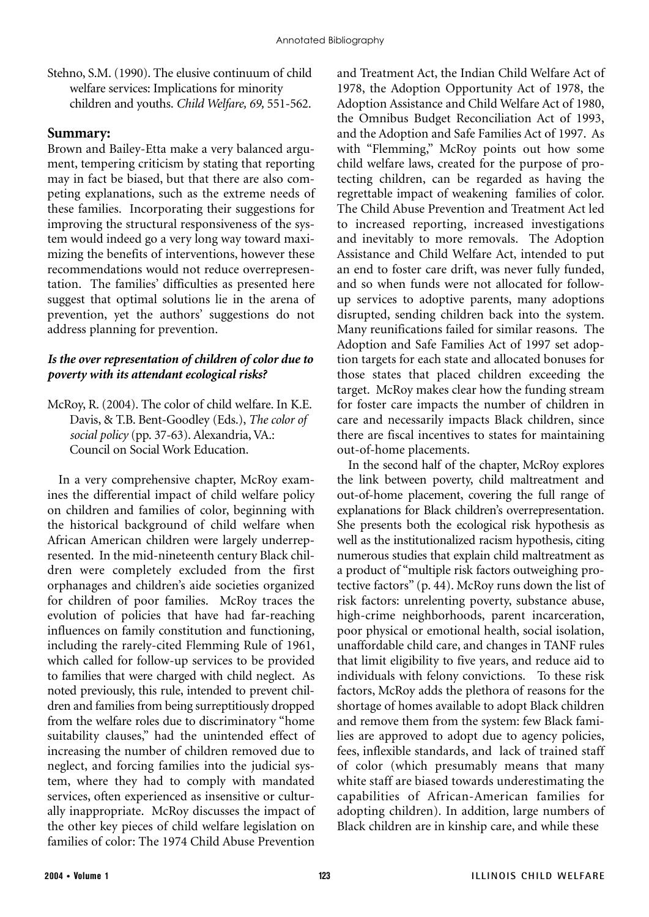Stehno, S.M. (1990). The elusive continuum of child welfare services: Implications for minority children and youths. *Child Welfare, 69,* 551-562.

### Summary:

Brown and Bailey-Etta make a very balanced argument, tempering criticism by stating that reporting may in fact be biased, but that there are also competing explanations, such as the extreme needs of these families. Incorporating their suggestions for improving the structural responsiveness of the system would indeed go a very long way toward maximizing the benefits of interventions, however these recommendations would not reduce overrepresentation. The families' difficulties as presented here suggest that optimal solutions lie in the arena of prevention, yet the authors' suggestions do not address planning for prevention.

#### *Is the over representation of children of color due to poverty with its attendant ecological risks?*

McRoy, R. (2004). The color of child welfare. In K.E. Davis, & T.B. Bent-Goodley (Eds.), *The color of social policy* (pp. 37-63). Alexandria, VA.: Council on Social Work Education.

In a very comprehensive chapter, McRoy examines the differential impact of child welfare policy on children and families of color, beginning with the historical background of child welfare when African American children were largely underrepresented. In the mid-nineteenth century Black children were completely excluded from the first orphanages and children's aide societies organized for children of poor families. McRoy traces the evolution of policies that have had far-reaching influences on family constitution and functioning, including the rarely-cited Flemming Rule of 1961, which called for follow-up services to be provided to families that were charged with child neglect. As noted previously, this rule, intended to prevent children and families from being surreptitiously dropped from the welfare roles due to discriminatory "home suitability clauses," had the unintended effect of increasing the number of children removed due to neglect, and forcing families into the judicial system, where they had to comply with mandated services, often experienced as insensitive or culturally inappropriate. McRoy discusses the impact of the other key pieces of child welfare legislation on families of color: The 1974 Child Abuse Prevention and Treatment Act, the Indian Child Welfare Act of 1978, the Adoption Opportunity Act of 1978, the Adoption Assistance and Child Welfare Act of 1980, the Omnibus Budget Reconciliation Act of 1993, and the Adoption and Safe Families Act of 1997. As with "Flemming," McRoy points out how some child welfare laws, created for the purpose of protecting children, can be regarded as having the regrettable impact of weakening families of color. The Child Abuse Prevention and Treatment Act led to increased reporting, increased investigations and inevitably to more removals. The Adoption Assistance and Child Welfare Act, intended to put an end to foster care drift, was never fully funded, and so when funds were not allocated for follow-up services to adoptive parents, many adoptions disrupted, sending children back into the system. Many reunifications failed for similar reasons. The Adoption and Safe Families Act of 1997 set adoption targets for each state and allocated bonuses for those states that placed children exceeding the target. McRoy makes clear how the funding stream for foster care impacts the number of children in care and necessarily impacts Black children, since there are fiscal incentives to states for maintaining out-of-home placements.

In the second half of the chapter, McRoy explores the link between poverty, child maltreatment and out-of-home placement, covering the full range of explanations for Black children's overrepresentation. She presents both the ecological risk hypothesis as well as the institutionalized racism hypothesis, citing numerous studies that explain child maltreatment as a product of "multiple risk factors outweighing protective factors" (p. 44). McRoy runs down the list of risk factors: unrelenting poverty, substance abuse, high-crime neighborhoods, parent incarceration, poor physical or emotional health, social isolation, unaffordable child care, and changes in TANF rules that limit eligibility to five years, and reduce aid to individuals with felony convictions. To these risk factors, McRoy adds the plethora of reasons for the shortage of homes available to adopt Black children and remove them from the system: few Black families are approved to adopt due to agency policies, fees, inflexible standards, and lack of trained staff of color (which presumably means that many white staff are biased towards underestimating the capabilities of African-American families for adopting children). In addition, large numbers of Black children are in kinship care, and while these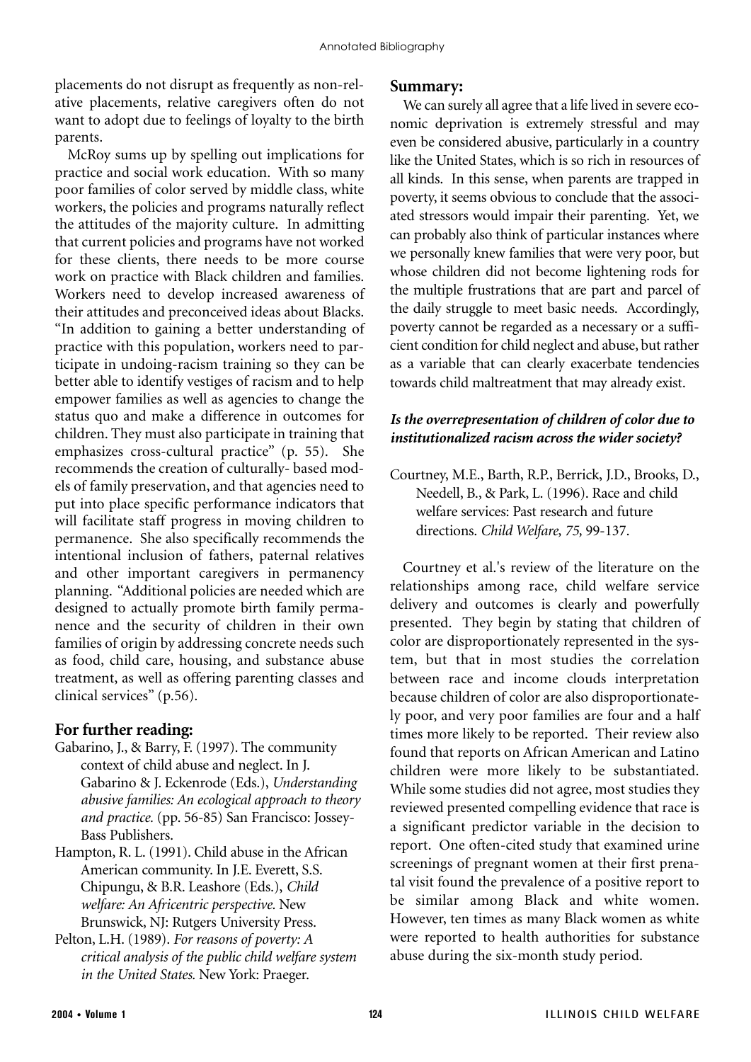placements do not disrupt as frequently as non-relative placements, relative caregivers often do not want to adopt due to feelings of loyalty to the birth parents.

McRoy sums up by spelling out implications for practice and social work education. With so many poor families of color served by middle class, white workers, the policies and programs naturally reflect the attitudes of the majority culture. In admitting that current policies and programs have not worked for these clients, there needs to be more course work on practice with Black children and families. Workers need to develop increased awareness of their attitudes and preconceived ideas about Blacks. "In addition to gaining a better understanding of practice with this population, workers need to participate in undoing-racism training so they can be better able to identify vestiges of racism and to help empower families as well as agencies to change the status quo and make a difference in outcomes for children. They must also participate in training that emphasizes cross-cultural practice" (p. 55). She recommends the creation of culturally- based models of family preservation, and that agencies need to put into place specific performance indicators that will facilitate staff progress in moving children to permanence. She also specifically recommends the intentional inclusion of fathers, paternal relatives and other important caregivers in permanency planning. "Additional policies are needed which are designed to actually promote birth family permanence and the security of children in their own families of origin by addressing concrete needs such as food, child care, housing, and substance abuse treatment, as well as offering parenting classes and clinical services" (p.56).

## For further reading:

Gabarino, J., & Barry, F. (1997). The community context of child abuse and neglect. In J. Gabarino & J. Eckenrode (Eds.), *Understanding abusive families: An ecological approach to theory and practice.* (pp. 56-85) San Francisco: Jossey-Bass Publishers.

Hampton, R. L. (1991). Child abuse in the African American community. In J.E. Everett, S.S. Chipungu, & B.R. Leashore (Eds.), *Child welfare: An Africentric perspective.* New Brunswick, NJ: Rutgers University Press.

Pelton, L.H. (1989). *For reasons of poverty: A critical analysis of the public child welfare system in the United States.* New York: Praeger.

## Summary:

We can surely all agree that a life lived in severe economic deprivation is extremely stressful and may even be considered abusive, particularly in a country like the United States, which is so rich in resources of all kinds. In this sense, when parents are trapped in poverty, it seems obvious to conclude that the associated stressors would impair their parenting. Yet, we can probably also think of particular instances where we personally knew families that were very poor, but whose children did not become lightening rods for the multiple frustrations that are part and parcel of the daily struggle to meet basic needs. Accordingly, poverty cannot be regarded as a necessary or a sufficient condition for child neglect and abuse, but rather as a variable that can clearly exacerbate tendencies towards child maltreatment that may already exist.

### *Is the overrepresentation of children of color due to institutionalized racism across the wider society?*

Courtney, M.E., Barth, R.P., Berrick, J.D., Brooks, D., Needell, B., & Park, L. (1996). Race and child welfare services: Past research and future directions. *Child Welfare, 75,* 99-137.

Courtney et al.'s review of the literature on the relationships among race, child welfare service delivery and outcomes is clearly and powerfully presented. They begin by stating that children of color are disproportionately represented in the system, but that in most studies the correlation between race and income clouds interpretation because children of color are also disproportionately poor, and very poor families are four and a half times more likely to be reported. Their review also found that reports on African American and Latino children were more likely to be substantiated. While some studies did not agree, most studies they reviewed presented compelling evidence that race is a significant predictor variable in the decision to report. One often-cited study that examined urine screenings of pregnant women at their first prenatal visit found the prevalence of a positive report to be similar among Black and white women. However, ten times as many Black women as white were reported to health authorities for substance abuse during the six-month study period.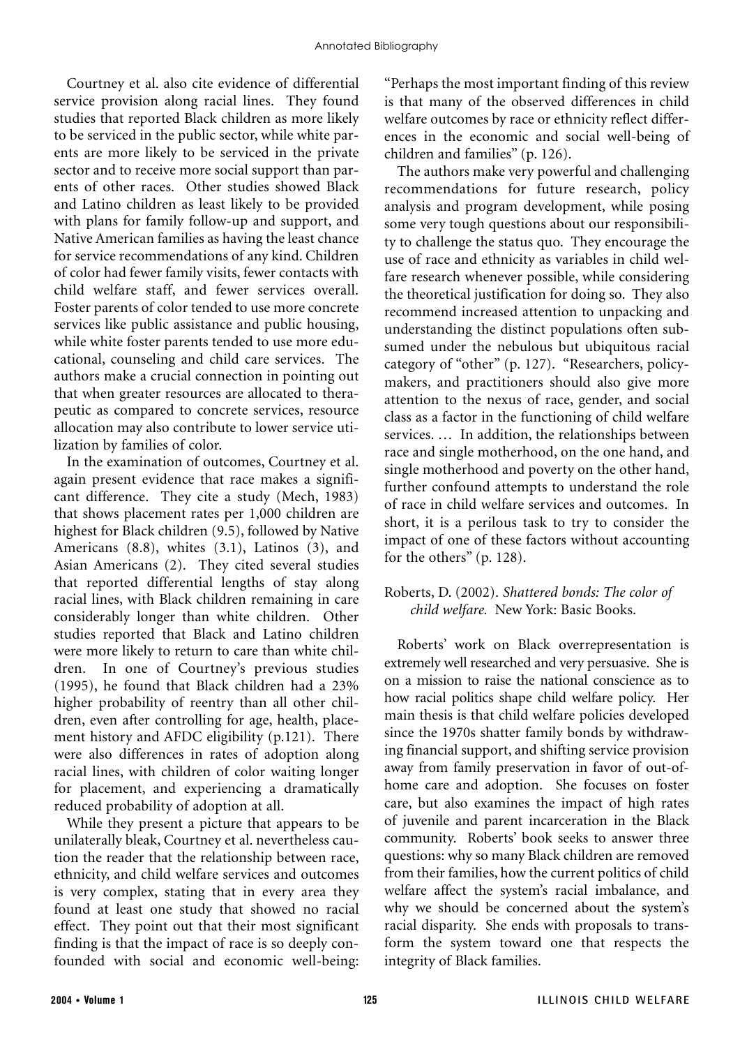Courtney et al. also cite evidence of differential service provision along racial lines. They found studies that reported Black children as more likely to be serviced in the public sector, while white parents are more likely to be serviced in the private sector and to receive more social support than parents of other races. Other studies showed Black and Latino children as least likely to be provided with plans for family follow-up and support, and Native American families as having the least chance for service recommendations of any kind. Children of color had fewer family visits, fewer contacts with child welfare staff, and fewer services overall. Foster parents of color tended to use more concrete services like public assistance and public housing, while white foster parents tended to use more educational, counseling and child care services. The authors make a crucial connection in pointing out that when greater resources are allocated to therapeutic as compared to concrete services, resource allocation may also contribute to lower service utilization by families of color.

In the examination of outcomes, Courtney et al. again present evidence that race makes a significant difference. They cite a study (Mech, 1983) that shows placement rates per 1,000 children are highest for Black children (9.5), followed by Native Americans (8.8), whites (3.1), Latinos (3), and Asian Americans (2). They cited several studies that reported differential lengths of stay along racial lines, with Black children remaining in care considerably longer than white children. Other studies reported that Black and Latino children were more likely to return to care than white children. In one of Courtney's previous studies (1995), he found that Black children had a 23% higher probability of reentry than all other children, even after controlling for age, health, placement history and AFDC eligibility (p.121). There were also differences in rates of adoption along racial lines, with children of color waiting longer for placement, and experiencing a dramatically reduced probability of adoption at all.

While they present a picture that appears to be unilaterally bleak, Courtney et al. nevertheless caution the reader that the relationship between race, ethnicity, and child welfare services and outcomes is very complex, stating that in every area they found at least one study that showed no racial effect. They point out that their most significant finding is that the impact of race is so deeply confounded with social and economic well-being: "Perhaps the most important finding of this review is that many of the observed differences in child welfare outcomes by race or ethnicity reflect differences in the economic and social well-being of children and families" (p. 126).

The authors make very powerful and challenging recommendations for future research, policy analysis and program development, while posing some very tough questions about our responsibility to challenge the status quo. They encourage the use of race and ethnicity as variables in child welfare research whenever possible, while considering the theoretical justification for doing so. They also recommend increased attention to unpacking and understanding the distinct populations often subsumed under the nebulous but ubiquitous racial category of "other" (p. 127). "Researchers, policymakers, and practitioners should also give more attention to the nexus of race, gender, and social class as a factor in the functioning of child welfare services. … In addition, the relationships between race and single motherhood, on the one hand, and single motherhood and poverty on the other hand, further confound attempts to understand the role of race in child welfare services and outcomes. In short, it is a perilous task to try to consider the impact of one of these factors without accounting for the others" (p. 128).

Roberts, D. (2002). *Shattered bonds: The color of child welfare.* New York: Basic Books.

Roberts' work on Black overrepresentation is extremely well researched and very persuasive. She is on a mission to raise the national conscience as to how racial politics shape child welfare policy. Her main thesis is that child welfare policies developed since the 1970s shatter family bonds by withdrawing financial support, and shifting service provision away from family preservation in favor of out-of-home care and adoption. She focuses on foster care, but also examines the impact of high rates of juvenile and parent incarceration in the Black community. Roberts' book seeks to answer three questions: why so many Black children are removed from their families, how the current politics of child welfare affect the system's racial imbalance, and why we should be concerned about the system's racial disparity. She ends with proposals to transform the system toward one that respects the integrity of Black families.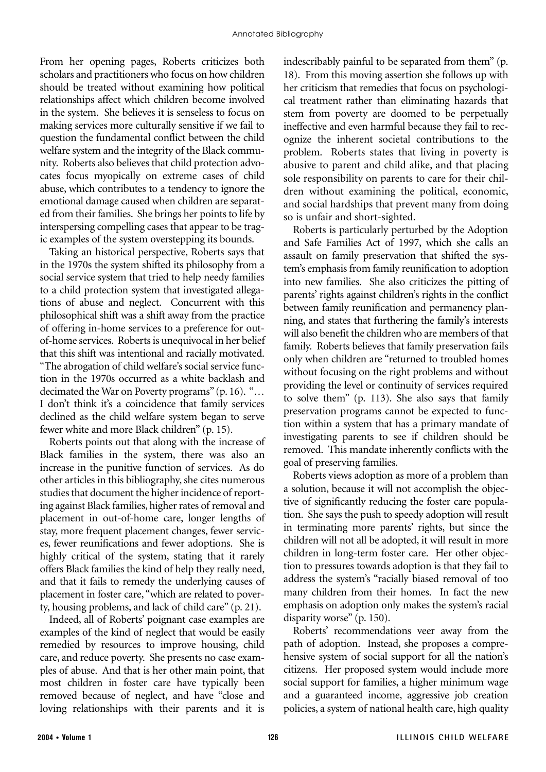From her opening pages, Roberts criticizes both scholars and practitioners who focus on how children should be treated without examining how political relationships affect which children become involved in the system. She believes it is senseless to focus on making services more culturally sensitive if we fail to question the fundamental conflict between the child welfare system and the integrity of the Black community. Roberts also believes that child protection advocates focus myopically on extreme cases of child abuse, which contributes to a tendency to ignore the emotional damage caused when children are separated from their families. She brings her points to life by interspersing compelling cases that appear to be tragic examples of the system overstepping its bounds.

Taking an historical perspective, Roberts says that in the 1970s the system shifted its philosophy from a social service system that tried to help needy families to a child protection system that investigated allegations of abuse and neglect. Concurrent with this philosophical shift was a shift away from the practice of offering in-home services to a preference for out-of-home services. Roberts is unequivocal in her belief that this shift was intentional and racially motivated. "The abrogation of child welfare's social service function in the 1970s occurred as a white backlash and decimated the War on Poverty programs" (p. 16). "… I don't think it's a coincidence that family services declined as the child welfare system began to serve fewer white and more Black children" (p. 15).

Roberts points out that along with the increase of Black families in the system, there was also an increase in the punitive function of services. As do other articles in this bibliography, she cites numerous studies that document the higher incidence of reporting against Black families, higher rates of removal and placement in out-of-home care, longer lengths of stay, more frequent placement changes, fewer services, fewer reunifications and fewer adoptions. She is highly critical of the system, stating that it rarely offers Black families the kind of help they really need, and that it fails to remedy the underlying causes of placement in foster care, "which are related to poverty, housing problems, and lack of child care" (p. 21).

Indeed, all of Roberts' poignant case examples are examples of the kind of neglect that would be easily remedied by resources to improve housing, child care, and reduce poverty. She presents no case examples of abuse. And that is her other main point, that most children in foster care have typically been removed because of neglect, and have "close and loving relationships with their parents and it is indescribably painful to be separated from them" (p. 18). From this moving assertion she follows up with her criticism that remedies that focus on psychological treatment rather than eliminating hazards that stem from poverty are doomed to be perpetually ineffective and even harmful because they fail to recognize the inherent societal contributions to the problem. Roberts states that living in poverty is abusive to parent and child alike, and that placing sole responsibility on parents to care for their children without examining the political, economic, and social hardships that prevent many from doing so is unfair and short-sighted.

Roberts is particularly perturbed by the Adoption and Safe Families Act of 1997, which she calls an assault on family preservation that shifted the system's emphasis from family reunification to adoption into new families. She also criticizes the pitting of parents' rights against children's rights in the conflict between family reunification and permanency planning, and states that furthering the family's interests will also benefit the children who are members of that family. Roberts believes that family preservation fails only when children are "returned to troubled homes without focusing on the right problems and without providing the level or continuity of services required to solve them" (p. 113). She also says that family preservation programs cannot be expected to function within a system that has a primary mandate of investigating parents to see if children should be removed. This mandate inherently conflicts with the goal of preserving families.

Roberts views adoption as more of a problem than a solution, because it will not accomplish the objective of significantly reducing the foster care population. She says the push to speedy adoption will result in terminating more parents' rights, but since the children will not all be adopted, it will result in more children in long-term foster care. Her other objection to pressures towards adoption is that they fail to address the system's "racially biased removal of too many children from their homes. In fact the new emphasis on adoption only makes the system's racial disparity worse" (p. 150).

Roberts' recommendations veer away from the path of adoption. Instead, she proposes a comprehensive system of social support for all the nation's citizens. Her proposed system would include more social support for families, a higher minimum wage and a guaranteed income, aggressive job creation policies, a system of national health care, high quality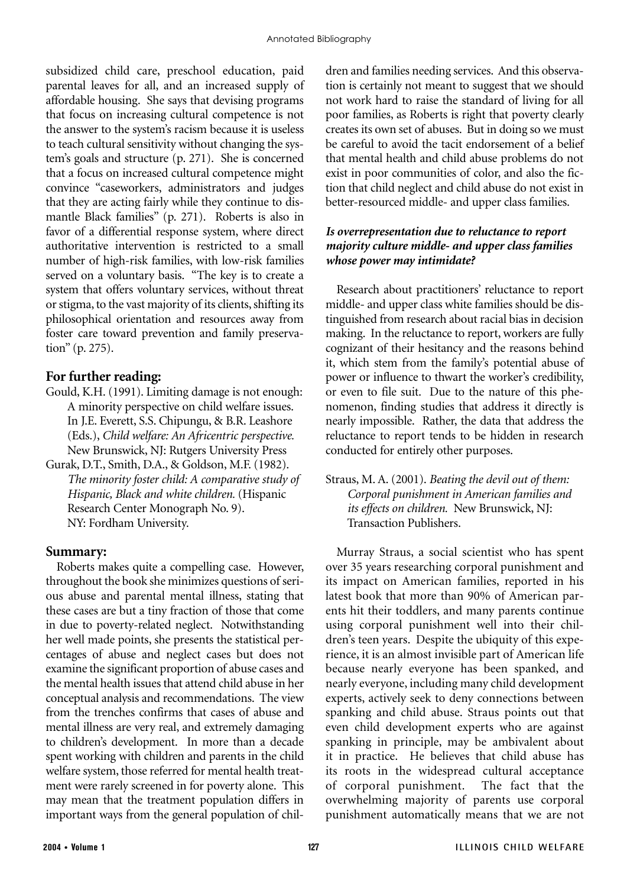subsidized child care, preschool education, paid parental leaves for all, and an increased supply of affordable housing. She says that devising programs that focus on increasing cultural competence is not the answer to the system's racism because it is useless to teach cultural sensitivity without changing the system's goals and structure (p. 271). She is concerned that a focus on increased cultural competence might convince "caseworkers, administrators and judges that they are acting fairly while they continue to dismantle Black families" (p. 271). Roberts is also in favor of a differential response system, where direct authoritative intervention is restricted to a small number of high-risk families, with low-risk families served on a voluntary basis. "The key is to create a system that offers voluntary services, without threat or stigma, to the vast majority of its clients, shifting its philosophical orientation and resources away from foster care toward prevention and family preservation" (p. 275).

## For further reading:

Gould, K.H. (1991). Limiting damage is not enough: A minority perspective on child welfare issues. In J.E. Everett, S.S. Chipungu, & B.R. Leashore (Eds.), *Child welfare: An Africentric perspective.* New Brunswick, NJ: Rutgers University Press

Gurak, D.T., Smith, D.A., & Goldson, M.F. (1982). *The minority foster child: A comparative study of Hispanic, Black and white children.* (Hispanic Research Center Monograph No. 9). NY: Fordham University.

## Summary:

Roberts makes quite a compelling case. However, throughout the book she minimizes questions of serious abuse and parental mental illness, stating that these cases are but a tiny fraction of those that come in due to poverty-related neglect. Notwithstanding her well made points, she presents the statistical percentages of abuse and neglect cases but does not examine the significant proportion of abuse cases and the mental health issues that attend child abuse in her conceptual analysis and recommendations. The view from the trenches confirms that cases of abuse and mental illness are very real, and extremely damaging to children's development. In more than a decade spent working with children and parents in the child welfare system, those referred for mental health treatment were rarely screened in for poverty alone. This may mean that the treatment population differs in important ways from the general population of children and families needing services. And this observation is certainly not meant to suggest that we should not work hard to raise the standard of living for all poor families, as Roberts is right that poverty clearly creates its own set of abuses. But in doing so we must be careful to avoid the tacit endorsement of a belief that mental health and child abuse problems do not exist in poor communities of color, and also the fiction that child neglect and child abuse do not exist in better-resourced middle- and upper class families.

### *Is overrepresentation due to reluctance to report majority culture middle- and upper class families whose power may intimidate?*

Research about practitioners' reluctance to report middle- and upper class white families should be distinguished from research about racial bias in decision making. In the reluctance to report, workers are fully cognizant of their hesitancy and the reasons behind it, which stem from the family's potential abuse of power or influence to thwart the worker's credibility, or even to file suit. Due to the nature of this phenomenon, finding studies that address it directly is nearly impossible. Rather, the data that address the reluctance to report tends to be hidden in research conducted for entirely other purposes.

Straus, M. A. (2001). *Beating the devil out of them: Corporal punishment in American families and its effects on children.* New Brunswick, NJ: Transaction Publishers.

Murray Straus, a social scientist who has spent over 35 years researching corporal punishment and its impact on American families, reported in his latest book that more than 90% of American parents hit their toddlers, and many parents continue using corporal punishment well into their children's teen years. Despite the ubiquity of this experience, it is an almost invisible part of American life because nearly everyone has been spanked, and nearly everyone, including many child development experts, actively seek to deny connections between spanking and child abuse. Straus points out that even child development experts who are against spanking in principle, may be ambivalent about it in practice. He believes that child abuse has its roots in the widespread cultural acceptance of corporal punishment. The fact that the overwhelming majority of parents use corporal punishment automatically means that we are not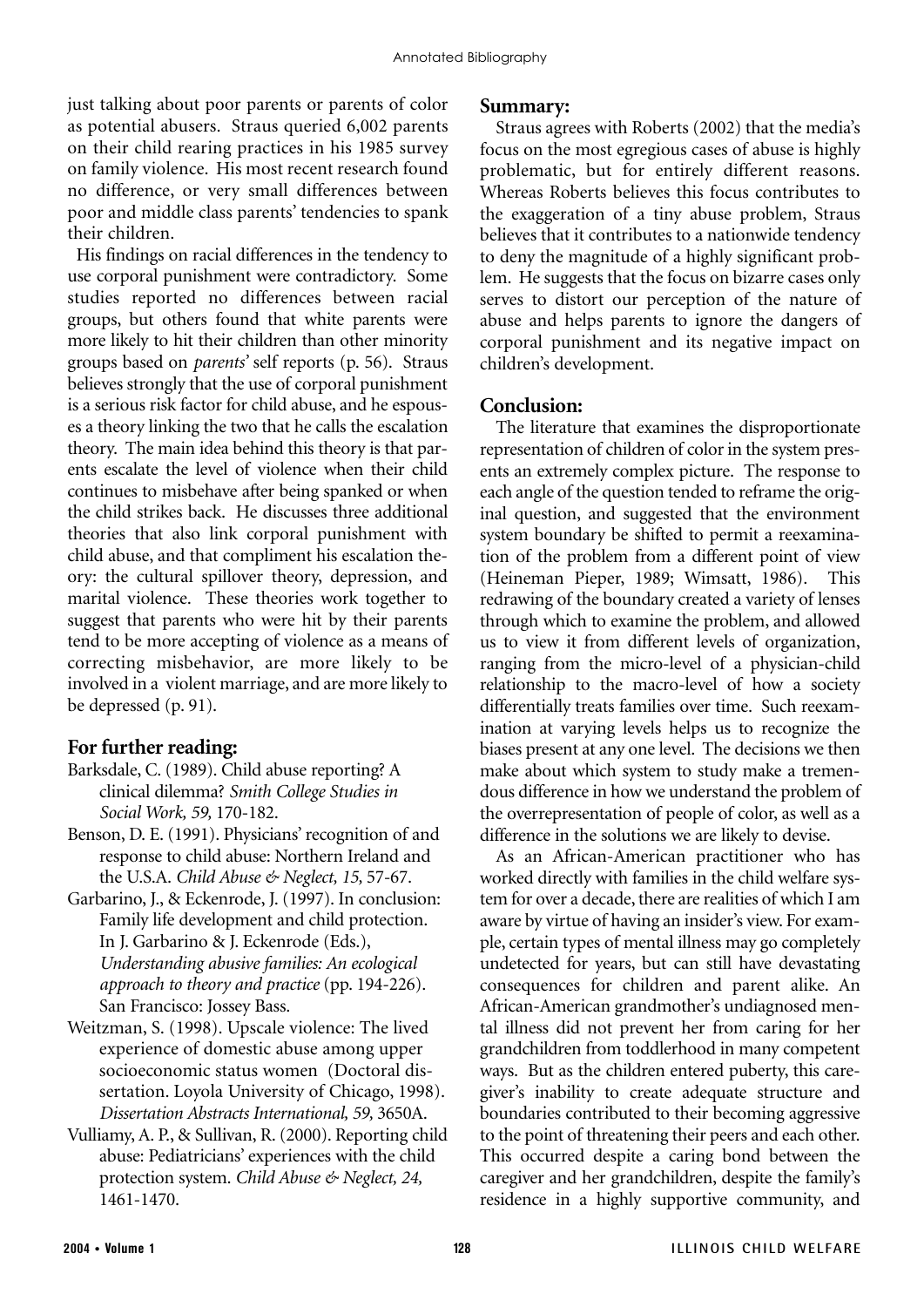just talking about poor parents or parents of color as potential abusers. Straus queried 6,002 parents on their child rearing practices in his 1985 survey on family violence. His most recent research found no difference, or very small differences between poor and middle class parents' tendencies to spank their children.

His findings on racial differences in the tendency to use corporal punishment were contradictory. Some studies reported no differences between racial groups, but others found that white parents were more likely to hit their children than other minority groups based on *parents'* self reports (p. 56). Straus believes strongly that the use of corporal punishment is a serious risk factor for child abuse, and he espouses a theory linking the two that he calls the escalation theory. The main idea behind this theory is that parents escalate the level of violence when their child continues to misbehave after being spanked or when the child strikes back. He discusses three additional theories that also link corporal punishment with child abuse, and that compliment his escalation theory: the cultural spillover theory, depression, and marital violence. These theories work together to suggest that parents who were hit by their parents tend to be more accepting of violence as a means of correcting misbehavior, are more likely to be involved in a violent marriage, and are more likely to be depressed (p. 91).

## For further reading:

Barksdale, C. (1989). Child abuse reporting? A clinical dilemma? *Smith College Studies in Social Work, 59,* 170-182.

Benson, D. E. (1991). Physicians' recognition of and response to child abuse: Northern Ireland and the U.S.A. *Child Abuse & Neglect, 15,* 57-67.

Garbarino, J., & Eckenrode, J. (1997). In conclusion: Family life development and child protection. In J. Garbarino & J. Eckenrode (Eds.), *Understanding abusive families: An ecological approach to theory and practice* (pp. 194-226). San Francisco: Jossey Bass.

Weitzman, S. (1998). Upscale violence: The lived experience of domestic abuse among upper socioeconomic status women (Doctoral dissertation. Loyola University of Chicago, 1998). *Dissertation Abstracts International, 59,* 3650A.

Vulliamy, A. P., & Sullivan, R. (2000). Reporting child abuse: Pediatricians' experiences with the child protection system. *Child Abuse & Neglect, 24,* 1461-1470.

## Summary:

Straus agrees with Roberts (2002) that the media's focus on the most egregious cases of abuse is highly problematic, but for entirely different reasons. Whereas Roberts believes this focus contributes to the exaggeration of a tiny abuse problem, Straus believes that it contributes to a nationwide tendency to deny the magnitude of a highly significant problem. He suggests that the focus on bizarre cases only serves to distort our perception of the nature of abuse and helps parents to ignore the dangers of corporal punishment and its negative impact on children's development.

## Conclusion:

The literature that examines the disproportionate representation of children of color in the system presents an extremely complex picture. The response to each angle of the question tended to reframe the original question, and suggested that the environment system boundary be shifted to permit a reexamination of the problem from a different point of view (Heineman Pieper, 1989; Wimsatt, 1986). This redrawing of the boundary created a variety of lenses through which to examine the problem, and allowed us to view it from different levels of organization, ranging from the micro-level of a physician-child relationship to the macro-level of how a society differentially treats families over time. Such reexamination at varying levels helps us to recognize the biases present at any one level. The decisions we then make about which system to study make a tremendous difference in how we understand the problem of the overrepresentation of people of color, as well as a difference in the solutions we are likely to devise.

As an African-American practitioner who has worked directly with families in the child welfare system for over a decade, there are realities of which I am aware by virtue of having an insider's view. For example, certain types of mental illness may go completely undetected for years, but can still have devastating consequences for children and parent alike. An African-American grandmother's undiagnosed mental illness did not prevent her from caring for her grandchildren from toddlerhood in many competent ways. But as the children entered puberty, this caregiver's inability to create adequate structure and boundaries contributed to their becoming aggressive to the point of threatening their peers and each other. This occurred despite a caring bond between the caregiver and her grandchildren, despite the family's residence in a highly supportive community, and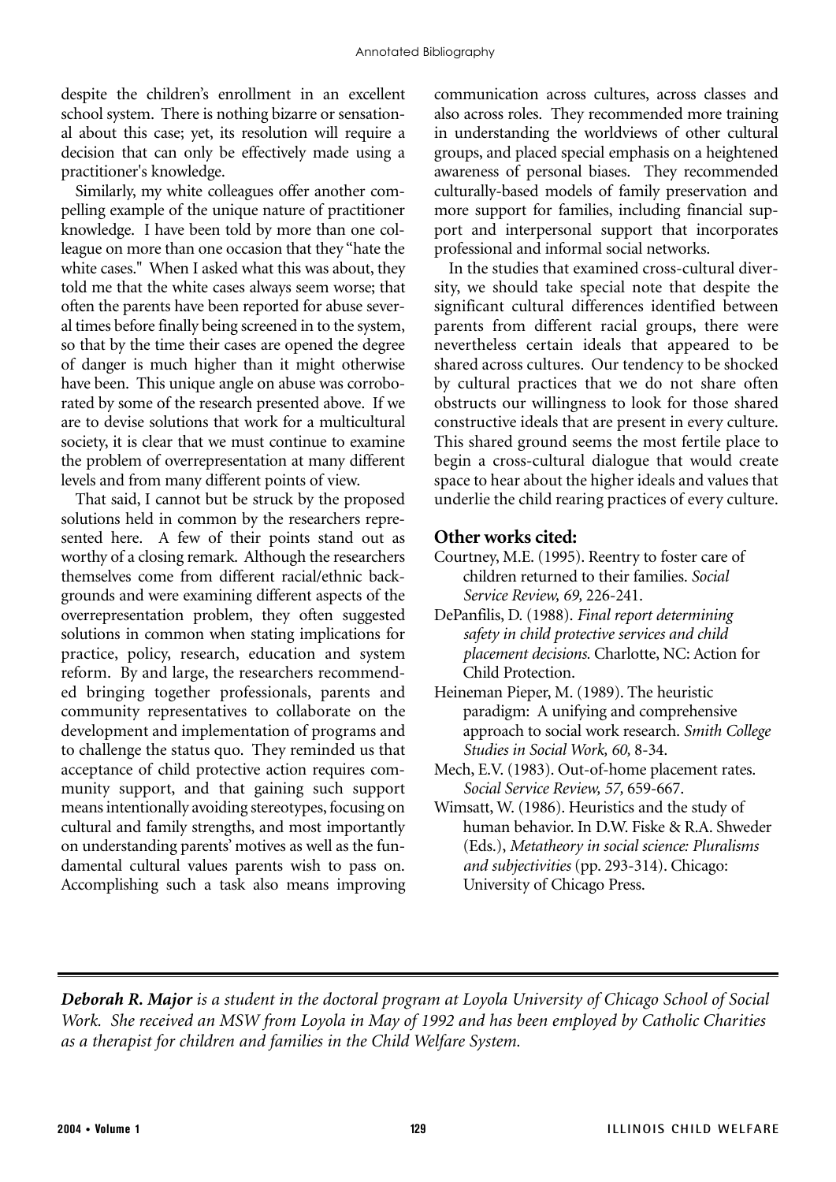despite the children's enrollment in an excellent school system. There is nothing bizarre or sensational about this case; yet, its resolution will require a decision that can only be effectively made using a practitioner's knowledge.

Similarly, my white colleagues offer another compelling example of the unique nature of practitioner knowledge. I have been told by more than one colleague on more than one occasion that they "hate the white cases." When I asked what this was about, they told me that the white cases always seem worse; that often the parents have been reported for abuse several times before finally being screened in to the system, so that by the time their cases are opened the degree of danger is much higher than it might otherwise have been. This unique angle on abuse was corroborated by some of the research presented above. If we are to devise solutions that work for a multicultural society, it is clear that we must continue to examine the problem of overrepresentation at many different levels and from many different points of view.

That said, I cannot but be struck by the proposed solutions held in common by the researchers represented here. A few of their points stand out as worthy of a closing remark. Although the researchers themselves come from different racial/ethnic backgrounds and were examining different aspects of the overrepresentation problem, they often suggested solutions in common when stating implications for practice, policy, research, education and system reform. By and large, the researchers recommended bringing together professionals, parents and community representatives to collaborate on the development and implementation of programs and to challenge the status quo. They reminded us that acceptance of child protective action requires community support, and that gaining such support means intentionally avoiding stereotypes, focusing on cultural and family strengths, and most importantly on understanding parents' motives as well as the fundamental cultural values parents wish to pass on. Accomplishing such a task also means improving communication across cultures, across classes and also across roles. They recommended more training in understanding the worldviews of other cultural groups, and placed special emphasis on a heightened awareness of personal biases. They recommended culturally-based models of family preservation and more support for families, including financial support and interpersonal support that incorporates professional and informal social networks.

In the studies that examined cross-cultural diversity, we should take special note that despite the significant cultural differences identified between parents from different racial groups, there were nevertheless certain ideals that appeared to be shared across cultures. Our tendency to be shocked by cultural practices that we do not share often obstructs our willingness to look for those shared constructive ideals that are present in every culture. This shared ground seems the most fertile place to begin a cross-cultural dialogue that would create space to hear about the higher ideals and values that underlie the child rearing practices of every culture.

## Other works cited:

Courtney, M.E. (1995). Reentry to foster care of children returned to their families. *Social Service Review, 69,* 226-241.

DePanfilis, D. (1988). *Final report determining safety in child protective services and child placement decisions.* Charlotte, NC: Action for Child Protection.

Heineman Pieper, M. (1989). The heuristic paradigm: A unifying and comprehensive approach to social work research. *Smith College Studies in Social Work, 60,* 8-34.

Mech, E.V. (1983). Out-of-home placement rates. *Social Service Review, 57,* 659-667.

Wimsatt, W. (1986). Heuristics and the study of human behavior. In D.W. Fiske & R.A. Shweder (Eds.), *Metatheory in social science: Pluralisms and subjectivities* (pp. 293-314). Chicago: University of Chicago Press.

***Deborah R. Major*** *is a student in the doctoral program at Loyola University of Chicago School of Social Work. She received an MSW from Loyola in May of 1992 and has been employed by Catholic Charities as a therapist for children and families in the Child Welfare System.*